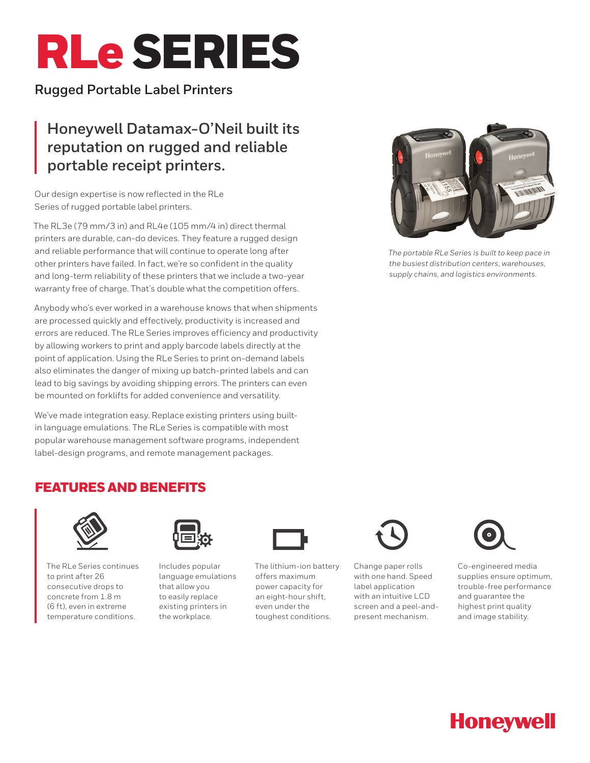# RLe SERIES

**Rugged Portable Label Printers**

## Honeywell Datamax-O'Neil built its reputation on rugged and reliable portable receipt printers.

Our design expertise is now reflected in the RLe Series of rugged portable label printers.

The RL3e (79 mm/3 in) and RL4e (105 mm/4 in) direct thermal printers are durable, can-do devices. They feature a rugged design and reliable performance that will continue to operate long after other printers have failed. In fact, we're so confident in the quality and long-term reliability of these printers that we include a two-year warranty free of charge. That's double what the competition offers.

Anybody who's ever worked in a warehouse knows that when shipments are processed quickly and effectively, productivity is increased and errors are reduced. The RLe Series improves efficiency and productivity by allowing workers to print and apply barcode labels directly at the point of application. Using the RLe Series to print on-demand labels also eliminates the danger of mixing up batch-printed labels and can lead to big savings by avoiding shipping errors. The printers can even be mounted on forklifts for added convenience and versatility.

We've made integration easy. Replace existing printers using built-in language emulations. The RLe Series is compatible with most popular warehouse management software programs, independent label-design programs, and remote management packages.

*The portable RLe Series is built to keep pace in the busiest distribution centers, warehouses, supply chains, and logistics environments.*

## FEATURES AND BENEFITS

- The RLe Series continues to print after 26 consecutive drops to concrete from 1.8 m (6 ft), even in extreme temperature conditions.
- Includes popular language emulations that allow you to easily replace existing printers in the workplace.
- The lithium-ion battery offers maximum power capacity for an eight-hour shift, even under the toughest conditions.
- Change paper rolls with one hand. Speed label application with an intuitive LCD screen and a peel-and-present mechanism.
- Co-engineered media supplies ensure optimum, trouble-free performance and guarantee the highest print quality and image stability.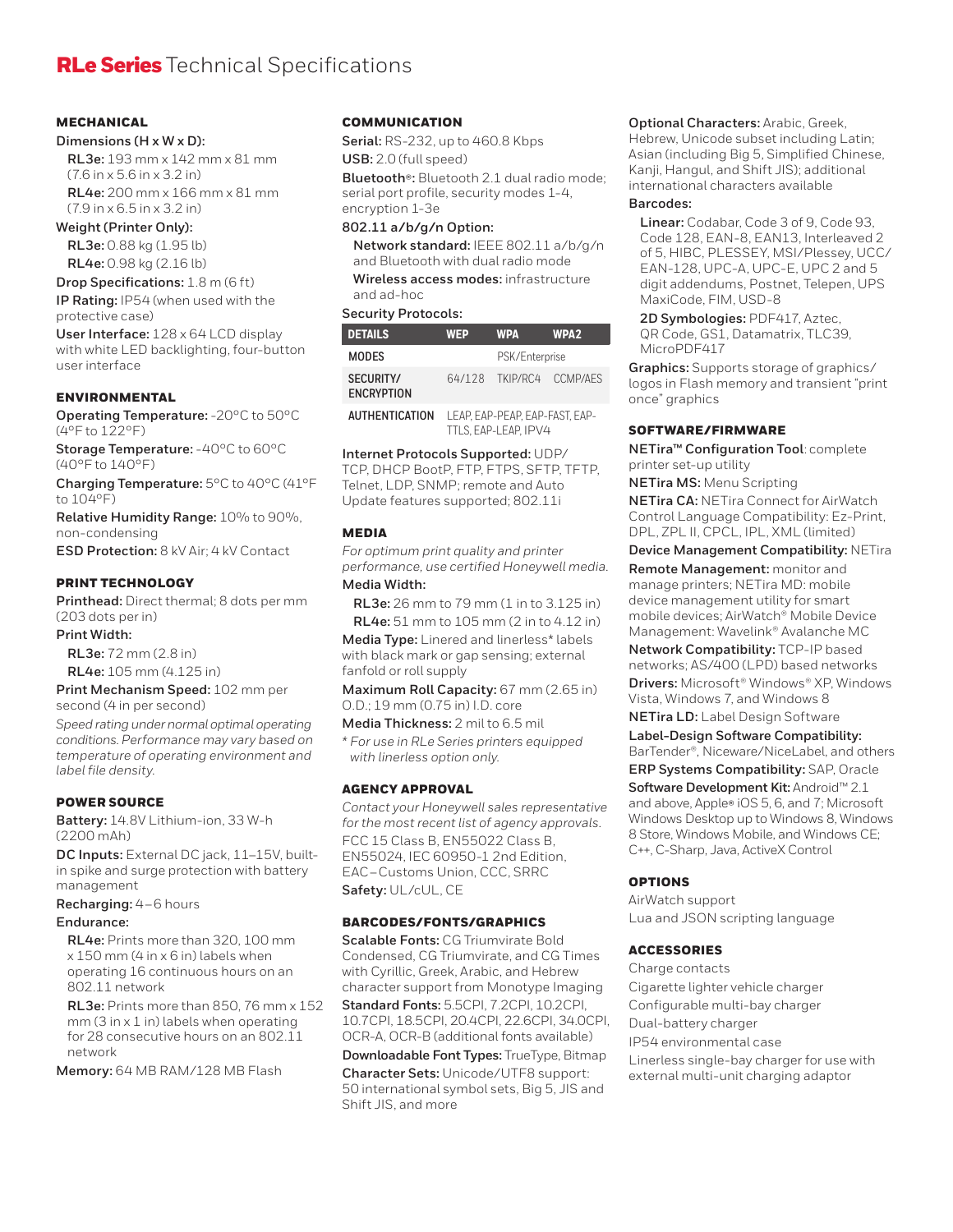# RLe Series Technical Specifications

## MECHANICAL

**Dimensions (H x W x D):**

**RL3e:** 193 mm x 142 mm x 81 mm (7.6 in x 5.6 in x 3.2 in)

**RL4e:** 200 mm x 166 mm x 81 mm (7.9 in x 6.5 in x 3.2 in)

**Weight (Printer Only):**

**RL3e:** 0.88 kg (1.95 lb)

**RL4e:** 0.98 kg (2.16 lb)

**Drop Specifications:** 1.8 m (6 ft)

**IP Rating:** IP54 (when used with the protective case)

**User Interface:** 128 x 64 LCD display with white LED backlighting, four-button user interface

## ENVIRONMENTAL

**Operating Temperature:** -20°C to 50°C (4°F to 122°F)

**Storage Temperature:** -40°C to 60°C (40°F to 140°F)

**Charging Temperature:** 5°C to 40°C (41°F to 104°F)

**Relative Humidity Range:** 10% to 90%, non-condensing

**ESD Protection:** 8 kV Air; 4 kV Contact

## PRINT TECHNOLOGY

**Printhead:** Direct thermal; 8 dots per mm (203 dots per in)

**Print Width:**

**RL3e:** 72 mm (2.8 in)

**RL4e:** 105 mm (4.125 in)

**Print Mechanism Speed:** 102 mm per second (4 in per second)

*Speed rating under normal optimal operating conditions. Performance may vary based on temperature of operating environment and label file density.*

## POWER SOURCE

**Battery:** 14.8V Lithium-ion, 33 W-h (2200 mAh)

**DC Inputs:** External DC jack, 11–15V, built-in spike and surge protection with battery management

**Recharging:** 4–6 hours

**Endurance:**

**RL4e:** Prints more than 320, 100 mm x 150 mm (4 in x 6 in) labels when operating 16 continuous hours on an 802.11 network

**RL3e:** Prints more than 850, 76 mm x 152 mm (3 in x 1 in) labels when operating for 28 consecutive hours on an 802.11 network

**Memory:** 64 MB RAM/128 MB Flash

## COMMUNICATION

**Serial:** RS-232, up to 460.8 Kbps

**USB:** 2.0 (full speed)

**Bluetooth®:** Bluetooth 2.1 dual radio mode; serial port profile, security modes 1-4, encryption 1-3e

**802.11 a/b/g/n Option:**

**Network standard:** IEEE 802.11 a/b/g/n and Bluetooth with dual radio mode

**Wireless access modes:** infrastructure and ad-hoc

**Security Protocols:**

| DETAILS | WEP | WPA | WPA2 |
|---|---|---|---|
| MODES | | PSK/Enterprise | |
| SECURITY/ ENCRYPTION | 64/128 | TKIP/RC4 | CCMP/AES |
| AUTHENTICATION | LEAP, EAP-PEAP, EAP-FAST, EAP-TTLS, EAP-LEAP, IPV4 | | |

**Internet Protocols Supported:** UDP/TCP, DHCP BootP, FTP, FTPS, SFTP, TFTP, Telnet, LDP, SNMP; remote and Auto Update features supported; 802.11i

## MEDIA

*For optimum print quality and printer performance, use certified Honeywell media.*

**Media Width:**

**RL3e:** 26 mm to 79 mm (1 in to 3.125 in)

**RL4e:** 51 mm to 105 mm (2 in to 4.12 in)

**Media Type:** Linered and linerless* labels with black mark or gap sensing; external fanfold or roll supply

**Maximum Roll Capacity:** 67 mm (2.65 in) O.D.; 19 mm (0.75 in) I.D. core

**Media Thickness:** 2 mil to 6.5 mil

*\* For use in RLe Series printers equipped with linerless option only.*

## AGENCY APPROVAL

*Contact your Honeywell sales representative for the most recent list of agency approvals.*

FCC 15 Class B, EN55022 Class B, EN55024, IEC 60950-1 2nd Edition, EAC – Customs Union, CCC, SRRC

**Safety:** UL/cUL, CE

## BARCODES/FONTS/GRAPHICS

**Scalable Fonts:** CG Triumvirate Bold Condensed, CG Triumvirate, and CG Times with Cyrillic, Greek, Arabic, and Hebrew character support from Monotype Imaging

**Standard Fonts:** 5.5CPI, 7.2CPI, 10.2CPI, 10.7CPI, 18.5CPI, 20.4CPI, 22.6CPI, 34.0CPI, OCR-A, OCR-B (additional fonts available)

**Downloadable Font Types:** TrueType, Bitmap

**Character Sets:** Unicode/UTF8 support: 50 international symbol sets, Big 5, JIS and Shift JIS, and more

**Optional Characters:** Arabic, Greek, Hebrew, Unicode subset including Latin; Asian (including Big 5, Simplified Chinese, Kanji, Hangul, and Shift JIS); additional international characters available

**Barcodes:**

**Linear:** Codabar, Code 3 of 9, Code 93, Code 128, EAN-8, EAN13, Interleaved 2 of 5, HIBC, PLESSEY, MSI/Plessey, UCC/EAN-128, UPC-A, UPC-E, UPC 2 and 5 digit addendums, Postnet, Telepen, UPS MaxiCode, FIM, USD-8

**2D Symbologies:** PDF417, Aztec, QR Code, GS1, Datamatrix, TLC39, MicroPDF417

**Graphics:** Supports storage of graphics/logos in Flash memory and transient "print once" graphics

## SOFTWARE/FIRMWARE

**NETira™ Configuration Tool**: complete printer set-up utility

**NETira MS:** Menu Scripting

**NETira CA:** NETira Connect for AirWatch Control Language Compatibility: Ez-Print, DPL, ZPL II, CPCL, IPL, XML (limited)

**Device Management Compatibility:** NETira

**Remote Management:** monitor and manage printers; NETira MD: mobile device management utility for smart mobile devices; AirWatch® Mobile Device Management: Wavelink® Avalanche MC

**Network Compatibility:** TCP-IP based networks; AS/400 (LPD) based networks

**Drivers:** Microsoft® Windows® XP, Windows Vista, Windows 7, and Windows 8

**NETira LD:** Label Design Software

**Label-Design Software Compatibility:** BarTender®, Niceware/NiceLabel, and others

**ERP Systems Compatibility:** SAP, Oracle

**Software Development Kit:** Android™ 2.1 and above, Apple® iOS 5, 6, and 7; Microsoft Windows Desktop up to Windows 8, Windows 8 Store, Windows Mobile, and Windows CE; C++, C-Sharp, Java, ActiveX Control

## OPTIONS

AirWatch support

Lua and JSON scripting language

## ACCESSORIES

Charge contacts

Cigarette lighter vehicle charger

Configurable multi-bay charger

Dual-battery charger

IP54 environmental case

Linerless single-bay charger for use with external multi-unit charging adaptor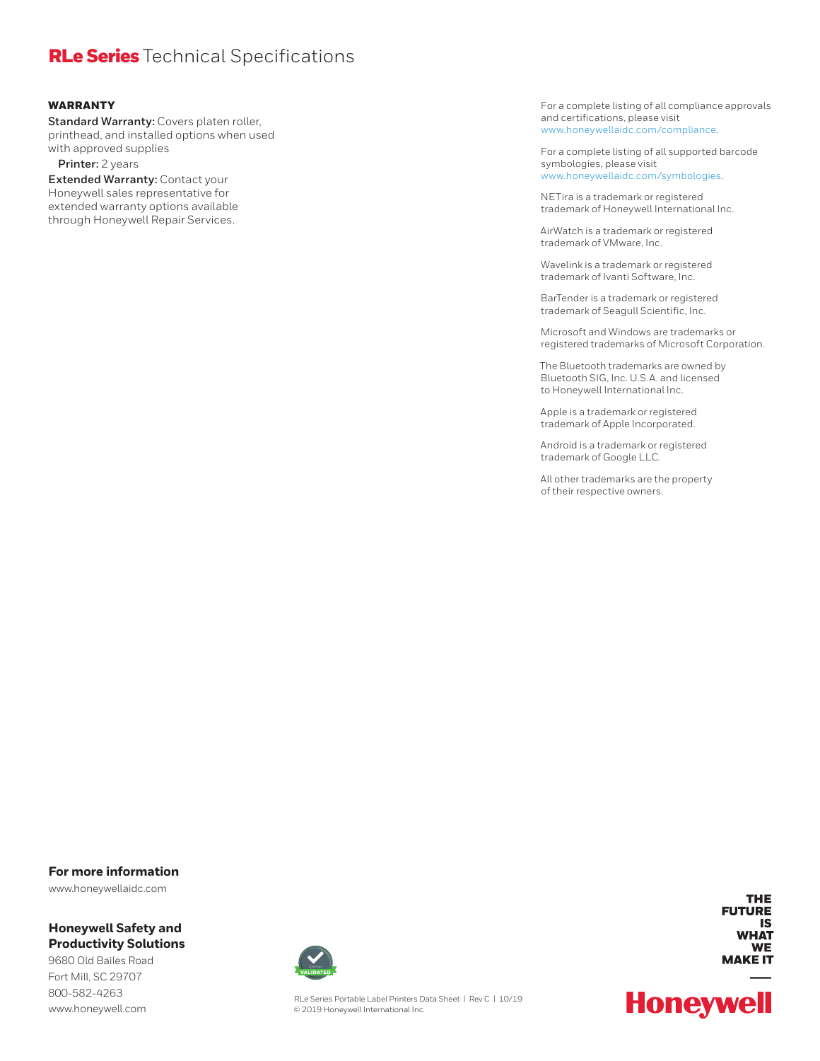# RLe Series Technical Specifications

### WARRANTY

**Standard Warranty:** Covers platen roller, printhead, and installed options when used with approved supplies

**Printer:** 2 years

**Extended Warranty:** Contact your Honeywell sales representative for extended warranty options available through Honeywell Repair Services.

For a complete listing of all compliance approvals and certifications, please visit www.honeywellaidc.com/compliance.

For a complete listing of all supported barcode symbologies, please visit www.honeywellaidc.com/symbologies.

NETira is a trademark or registered trademark of Honeywell International Inc.

AirWatch is a trademark or registered trademark of VMware, Inc.

Wavelink is a trademark or registered trademark of Ivanti Software, Inc.

BarTender is a trademark or registered trademark of Seagull Scientific, Inc.

Microsoft and Windows are trademarks or registered trademarks of Microsoft Corporation.

The Bluetooth trademarks are owned by Bluetooth SIG, Inc. U.S.A. and licensed to Honeywell International Inc.

Apple is a trademark or registered trademark of Apple Incorporated.

Android is a trademark or registered trademark of Google LLC.

All other trademarks are the property of their respective owners.

**For more information**

www.honeywellaidc.com

**Honeywell Safety and Productivity Solutions**

9680 Old Bailes Road
Fort Mill, SC 29707
800-582-4263
www.honeywell.com

RLe Series Portable Label Printers Data Sheet | Rev C | 10/19
© 2019 Honeywell International Inc.

THE FUTURE IS WHAT WE MAKE IT

Honeywell